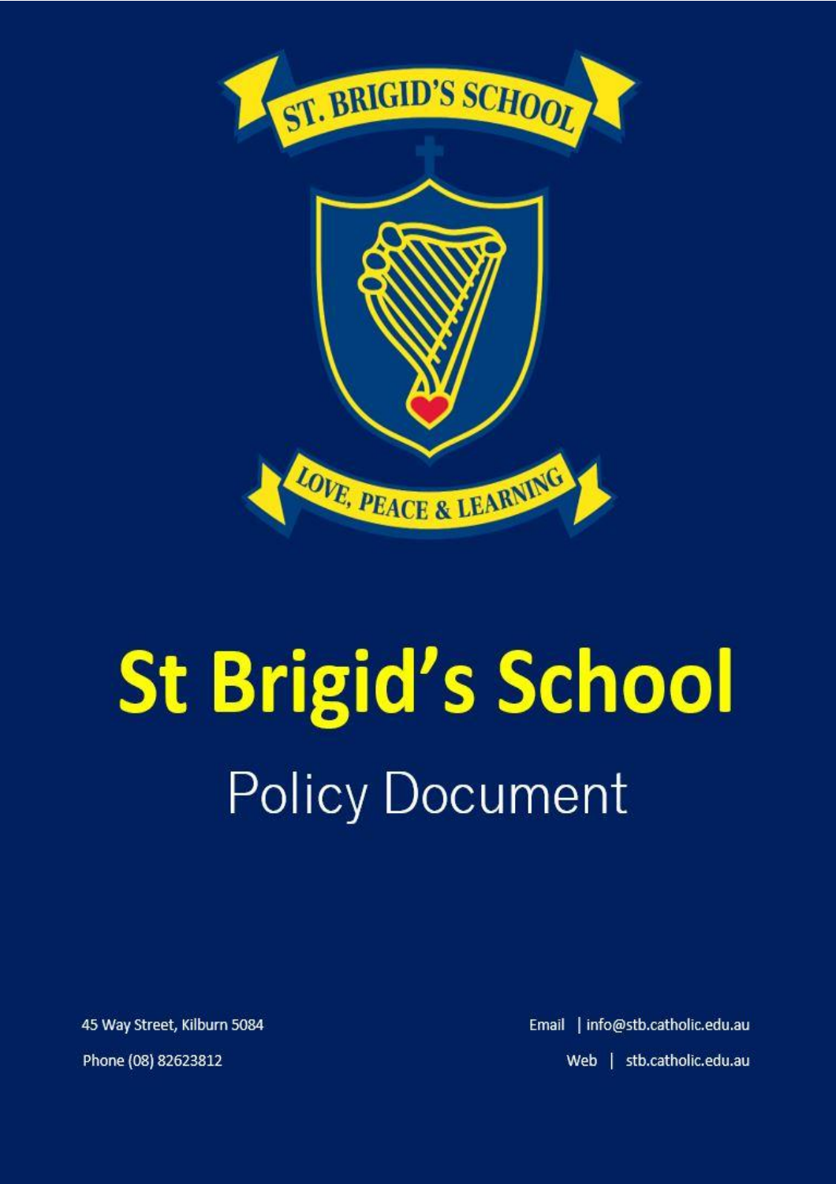ST. BRIGID'S SCHOOL

LOVE, PEACE & LEARNING

# St Brigid's School

## Policy Document

45 Way Street, Kilburn 5084

Phone (08) 82623812

Email | info@stb.catholic.edu.au

Web | stb.catholic.edu.au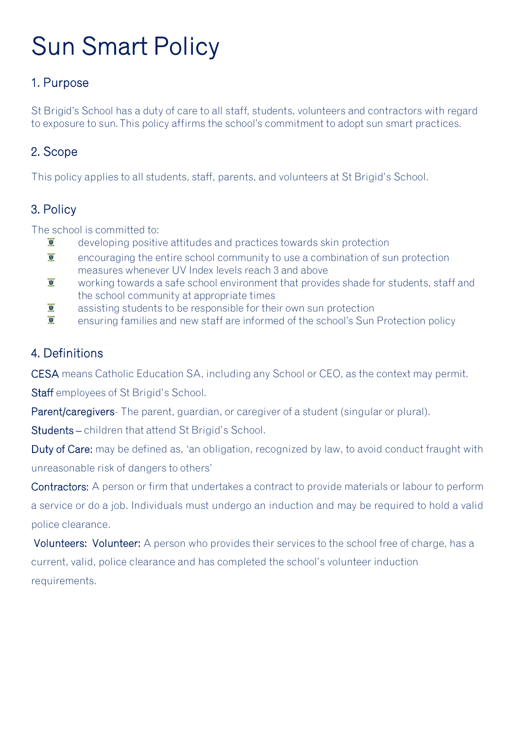# Sun Smart Policy

## 1. Purpose

St Brigid's School has a duty of care to all staff, students, volunteers and contractors with regard to exposure to sun. This policy affirms the school's commitment to adopt sun smart practices.

## 2. Scope

This policy applies to all students, staff, parents, and volunteers at St Brigid's School.

## 3. Policy

The school is committed to:

- developing positive attitudes and practices towards skin protection
- encouraging the entire school community to use a combination of sun protection measures whenever UV Index levels reach 3 and above
- working towards a safe school environment that provides shade for students, staff and the school community at appropriate times
- assisting students to be responsible for their own sun protection
- ensuring families and new staff are informed of the school's Sun Protection policy

## 4. Definitions

**CESA** means Catholic Education SA, including any School or CEO, as the context may permit.

**Staff** employees of St Brigid's School.

**Parent/caregivers**- The parent, guardian, or caregiver of a student (singular or plural).

**Students** – children that attend St Brigid's School.

**Duty of Care:** may be defined as, 'an obligation, recognized by law, to avoid conduct fraught with unreasonable risk of dangers to others'

**Contractors:** A person or firm that undertakes a contract to provide materials or labour to perform a service or do a job. Individuals must undergo an induction and may be required to hold a valid police clearance.

**Volunteers: Volunteer:** A person who provides their services to the school free of charge, has a current, valid, police clearance and has completed the school's volunteer induction requirements.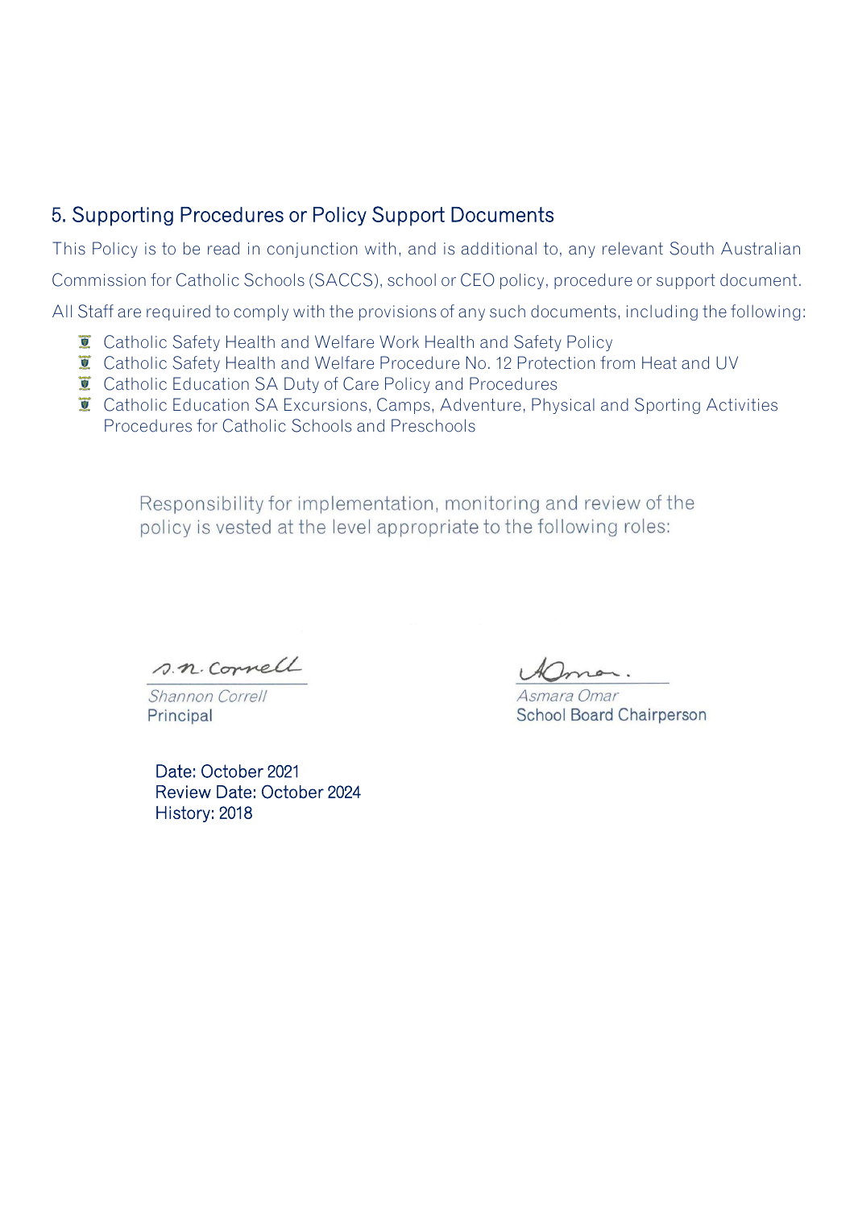## 5. Supporting Procedures or Policy Support Documents

This Policy is to be read in conjunction with, and is additional to, any relevant South Australian Commission for Catholic Schools (SACCS), school or CEO policy, procedure or support document. All Staff are required to comply with the provisions of any such documents, including the following:

- Catholic Safety Health and Welfare Work Health and Safety Policy
- Catholic Safety Health and Welfare Procedure No. 12 Protection from Heat and UV
- Catholic Education SA Duty of Care Policy and Procedures
- Catholic Education SA Excursions, Camps, Adventure, Physical and Sporting Activities Procedures for Catholic Schools and Preschools

Responsibility for implementation, monitoring and review of the policy is vested at the level appropriate to the following roles:

*Shannon Correll*
Principal

*Asmara Omar*
School Board Chairperson

Date: October 2021
Review Date: October 2024
History: 2018